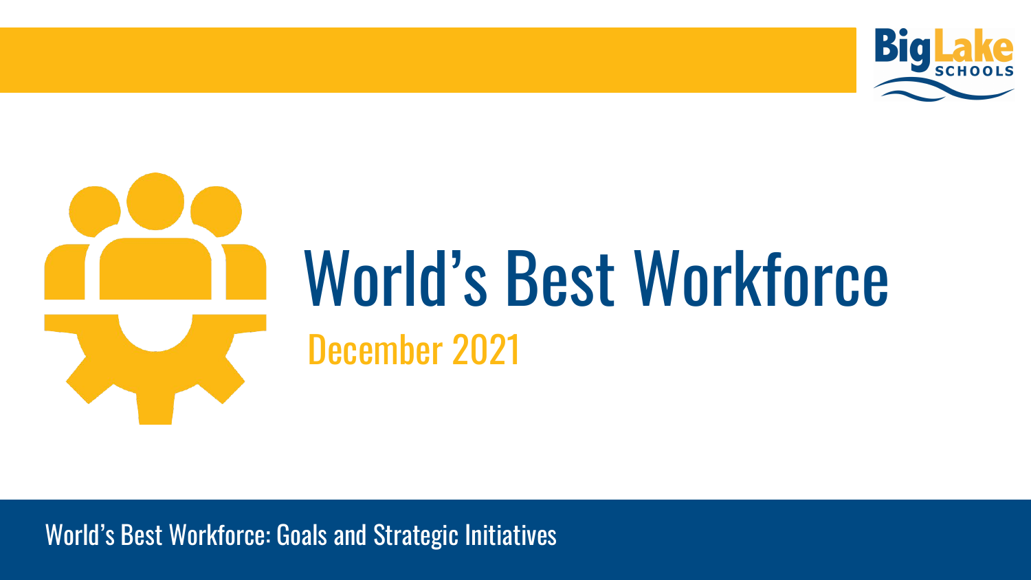# World's Best Workforce

## December 2021

World's Best Workforce: Goals and Strategic Initiatives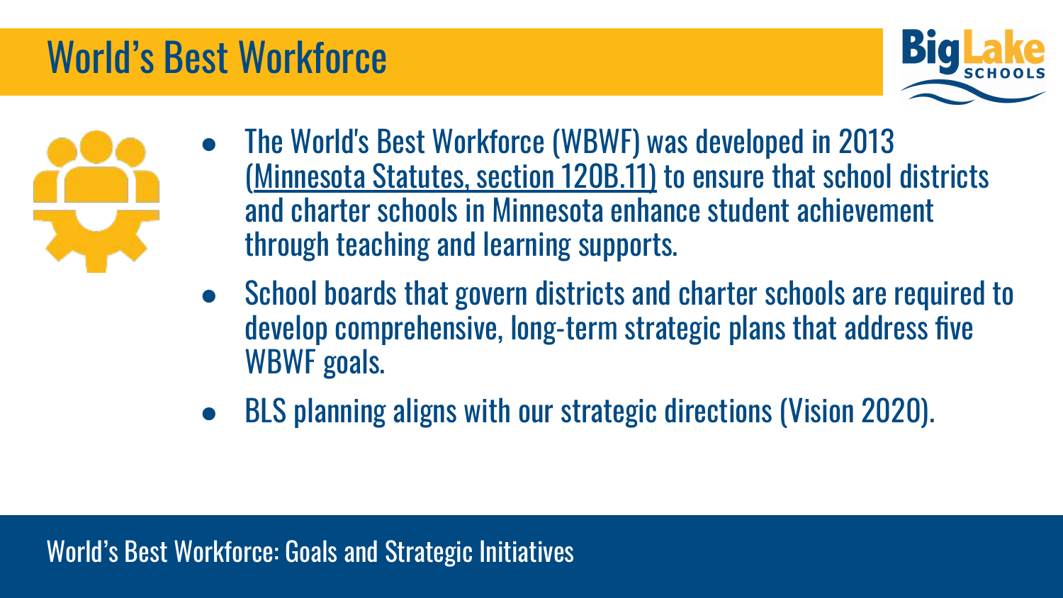# World's Best Workforce

- The World's Best Workforce (WBWF) was developed in 2013 (Minnesota Statutes, section 120B.11) to ensure that school districts and charter schools in Minnesota enhance student achievement through teaching and learning supports.
- School boards that govern districts and charter schools are required to develop comprehensive, long-term strategic plans that address five WBWF goals.
- BLS planning aligns with our strategic directions (Vision 2020).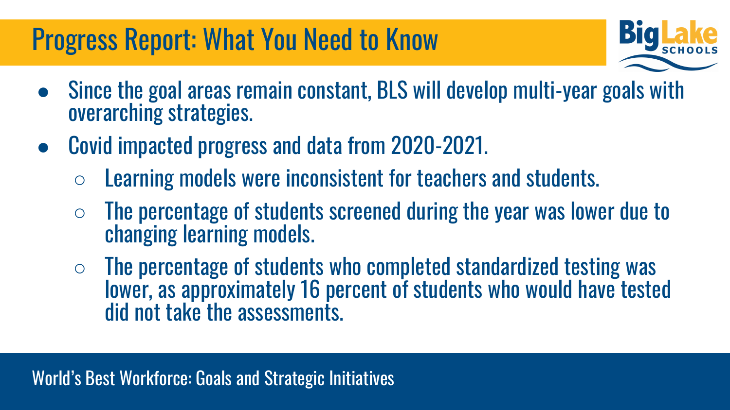# Progress Report: What You Need to Know

- Since the goal areas remain constant, BLS will develop multi-year goals with overarching strategies.
- Covid impacted progress and data from 2020-2021.
  - Learning models were inconsistent for teachers and students.
  - The percentage of students screened during the year was lower due to changing learning models.
  - The percentage of students who completed standardized testing was lower, as approximately 16 percent of students who would have tested did not take the assessments.

World's Best Workforce: Goals and Strategic Initiatives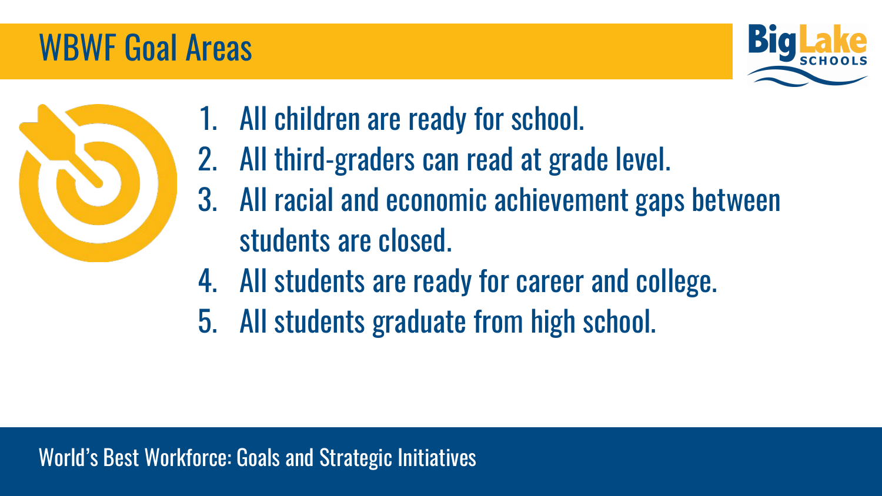# WBWF Goal Areas

1. All children are ready for school.
2. All third-graders can read at grade level.
3. All racial and economic achievement gaps between students are closed.
4. All students are ready for career and college.
5. All students graduate from high school.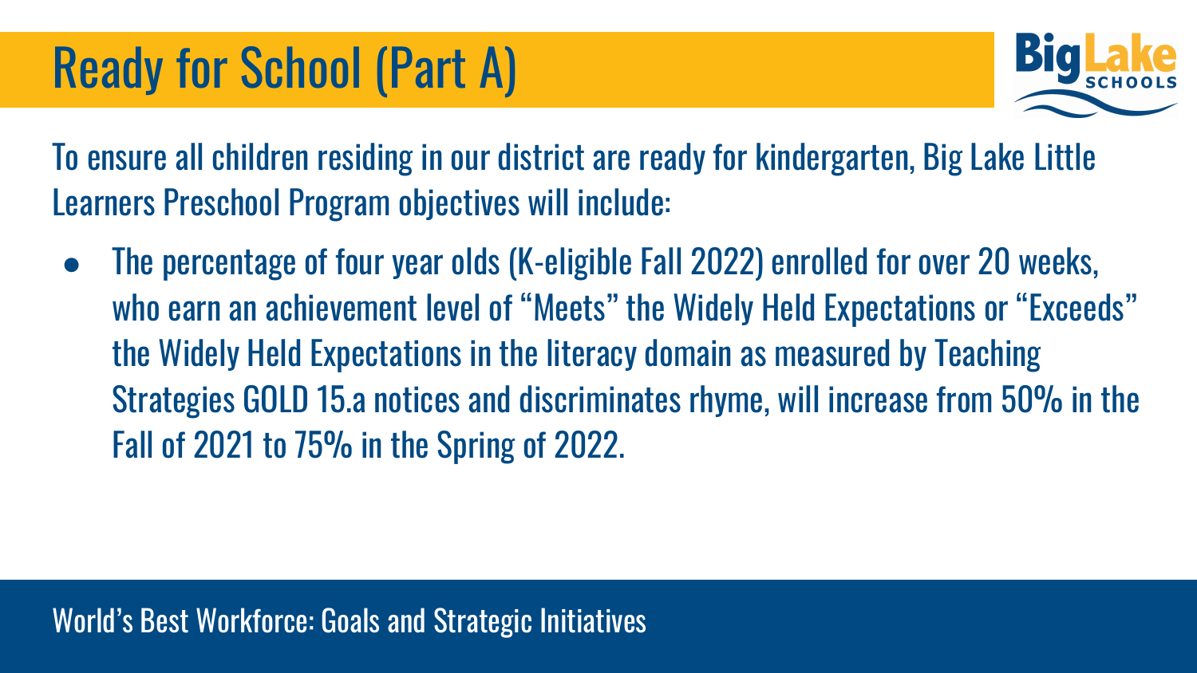# Ready for School (Part A)

To ensure all children residing in our district are ready for kindergarten, Big Lake Little Learners Preschool Program objectives will include:

- The percentage of four year olds (K-eligible Fall 2022) enrolled for over 20 weeks, who earn an achievement level of "Meets" the Widely Held Expectations or "Exceeds" the Widely Held Expectations in the literacy domain as measured by Teaching Strategies GOLD 15.a notices and discriminates rhyme, will increase from 50% in the Fall of 2021 to 75% in the Spring of 2022.

World's Best Workforce: Goals and Strategic Initiatives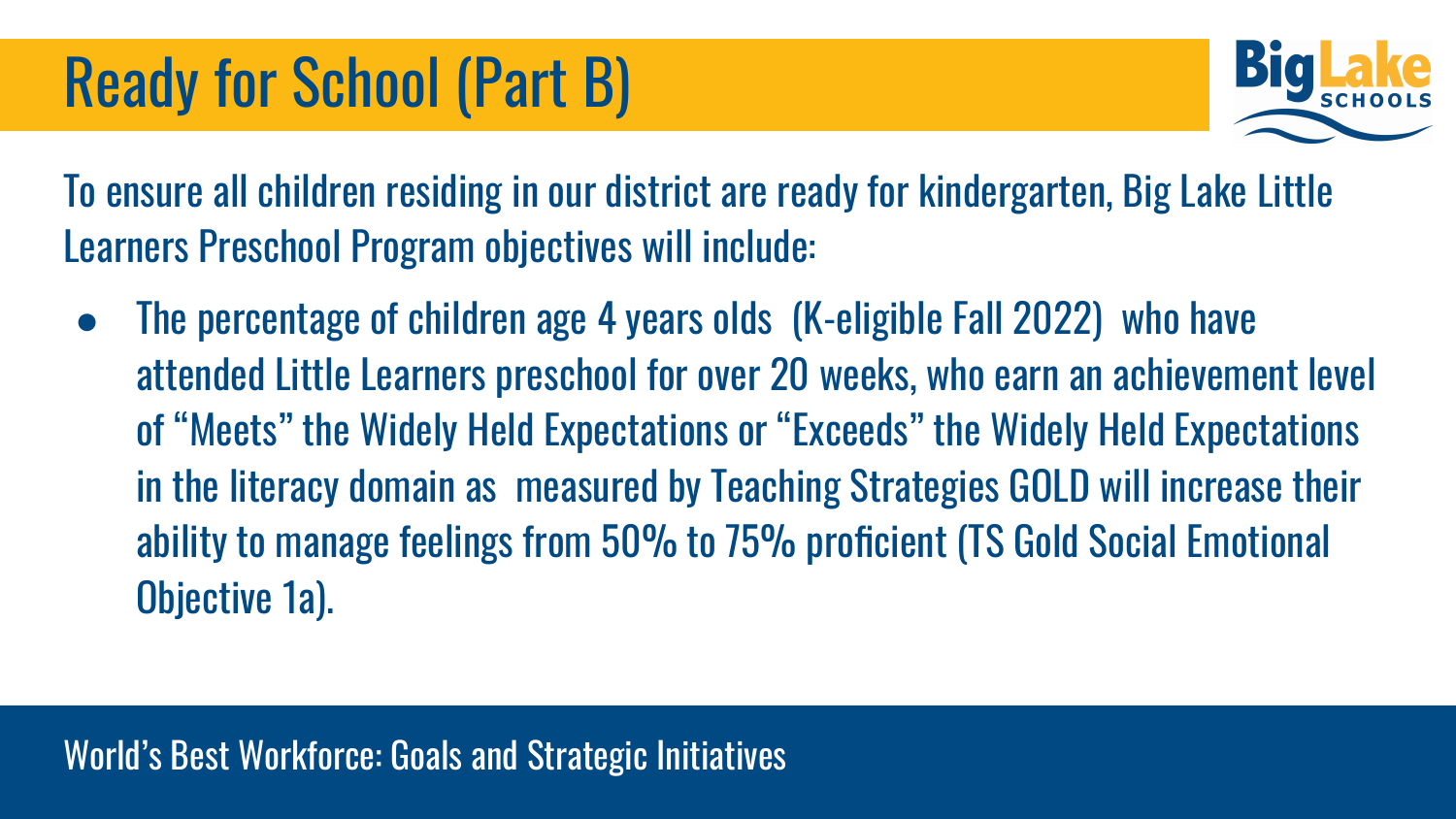# Ready for School (Part B)

To ensure all children residing in our district are ready for kindergarten, Big Lake Little Learners Preschool Program objectives will include:

- The percentage of children age 4 years olds (K-eligible Fall 2022) who have attended Little Learners preschool for over 20 weeks, who earn an achievement level of "Meets" the Widely Held Expectations or "Exceeds" the Widely Held Expectations in the literacy domain as measured by Teaching Strategies GOLD will increase their ability to manage feelings from 50% to 75% proficient (TS Gold Social Emotional Objective 1a).

World's Best Workforce: Goals and Strategic Initiatives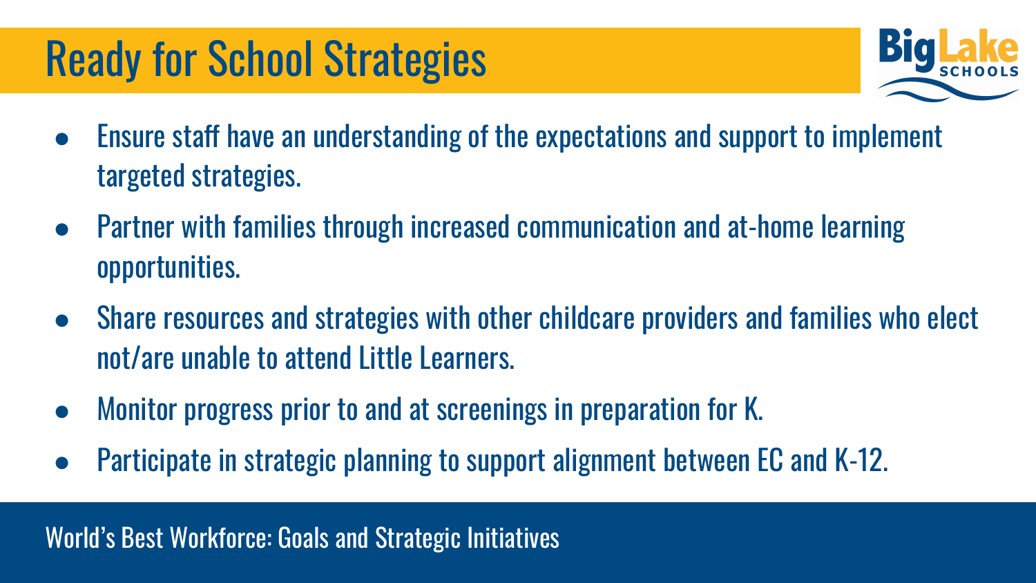# Ready for School Strategies

- Ensure staff have an understanding of the expectations and support to implement targeted strategies.
- Partner with families through increased communication and at-home learning opportunities.
- Share resources and strategies with other childcare providers and families who elect not/are unable to attend Little Learners.
- Monitor progress prior to and at screenings in preparation for K.
- Participate in strategic planning to support alignment between EC and K-12.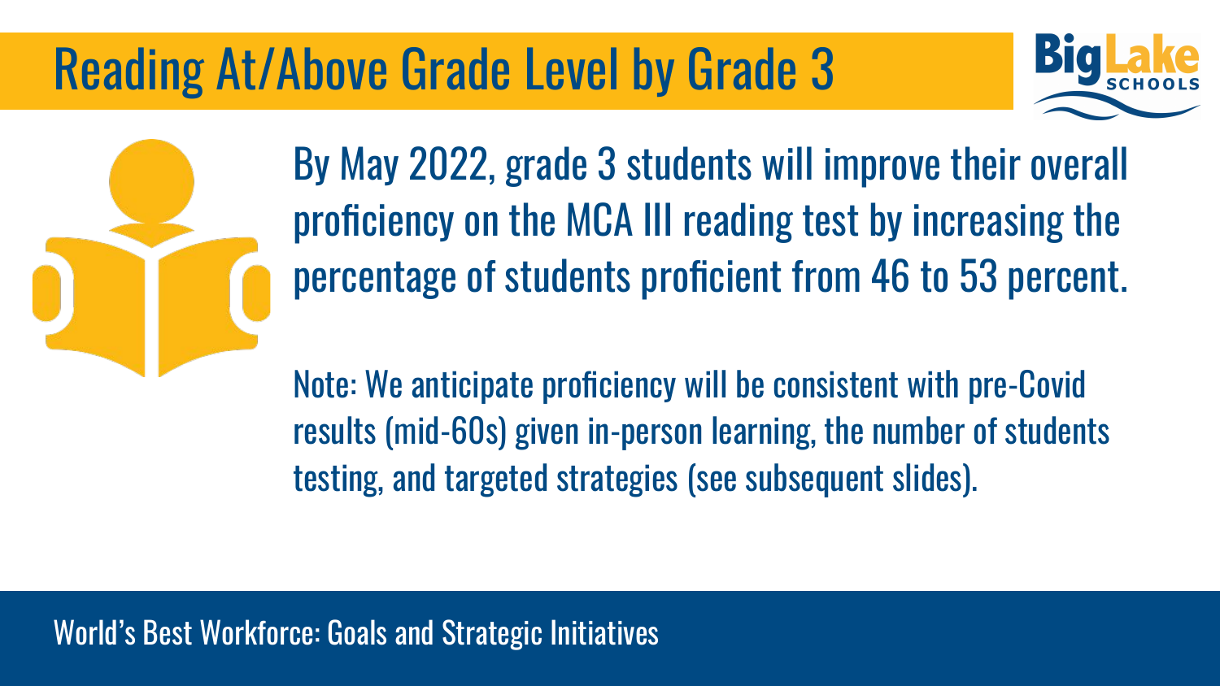# Reading At/Above Grade Level by Grade 3

By May 2022, grade 3 students will improve their overall proficiency on the MCA III reading test by increasing the percentage of students proficient from 46 to 53 percent.

Note: We anticipate proficiency will be consistent with pre-Covid results (mid-60s) given in-person learning, the number of students testing, and targeted strategies (see subsequent slides).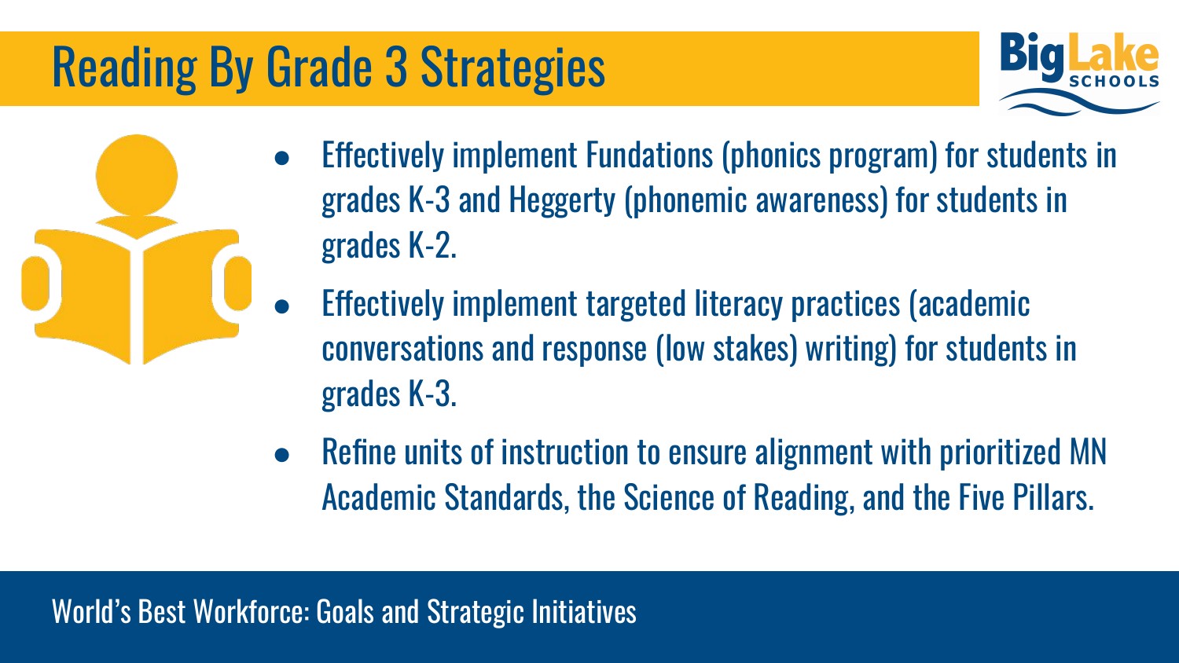# Reading By Grade 3 Strategies

- Effectively implement Fundations (phonics program) for students in grades K-3 and Heggerty (phonemic awareness) for students in grades K-2.
- Effectively implement targeted literacy practices (academic conversations and response (low stakes) writing) for students in grades K-3.
- Refine units of instruction to ensure alignment with prioritized MN Academic Standards, the Science of Reading, and the Five Pillars.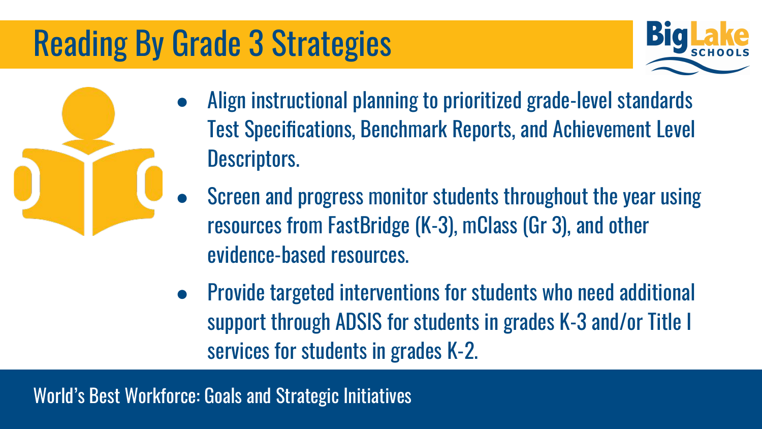# Reading By Grade 3 Strategies

- Align instructional planning to prioritized grade-level standards Test Specifications, Benchmark Reports, and Achievement Level Descriptors.
- Screen and progress monitor students throughout the year using resources from FastBridge (K-3), mClass (Gr 3), and other evidence-based resources.
- Provide targeted interventions for students who need additional support through ADSIS for students in grades K-3 and/or Title I services for students in grades K-2.

World's Best Workforce: Goals and Strategic Initiatives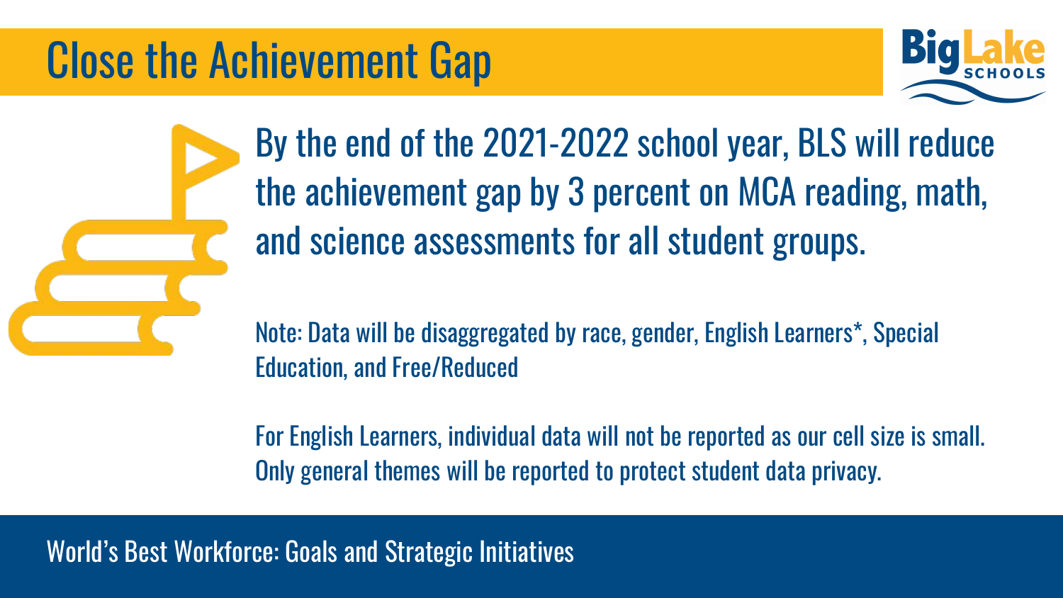# Close the Achievement Gap

By the end of the 2021-2022 school year, BLS will reduce the achievement gap by 3 percent on MCA reading, math, and science assessments for all student groups.

Note: Data will be disaggregated by race, gender, English Learners*, Special Education, and Free/Reduced

For English Learners, individual data will not be reported as our cell size is small. Only general themes will be reported to protect student data privacy.

World's Best Workforce: Goals and Strategic Initiatives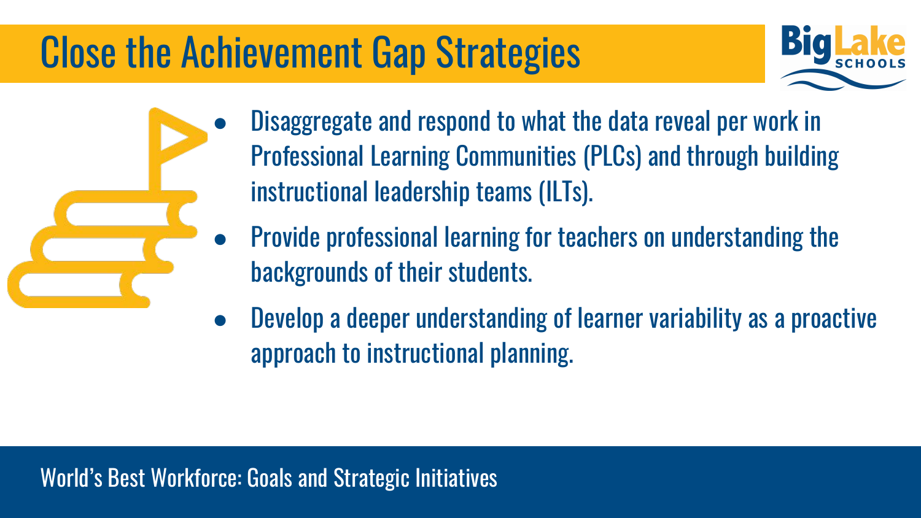# Close the Achievement Gap Strategies

- Disaggregate and respond to what the data reveal per work in Professional Learning Communities (PLCs) and through building instructional leadership teams (ILTs).
- Provide professional learning for teachers on understanding the backgrounds of their students.
- Develop a deeper understanding of learner variability as a proactive approach to instructional planning.

World's Best Workforce: Goals and Strategic Initiatives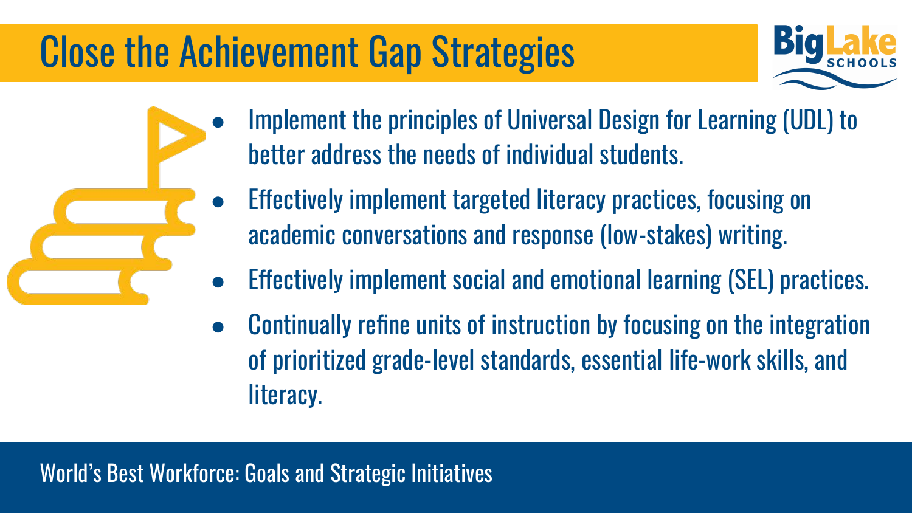# Close the Achievement Gap Strategies

- Implement the principles of Universal Design for Learning (UDL) to better address the needs of individual students.
- Effectively implement targeted literacy practices, focusing on academic conversations and response (low-stakes) writing.
- Effectively implement social and emotional learning (SEL) practices.
- Continually refine units of instruction by focusing on the integration of prioritized grade-level standards, essential life-work skills, and literacy.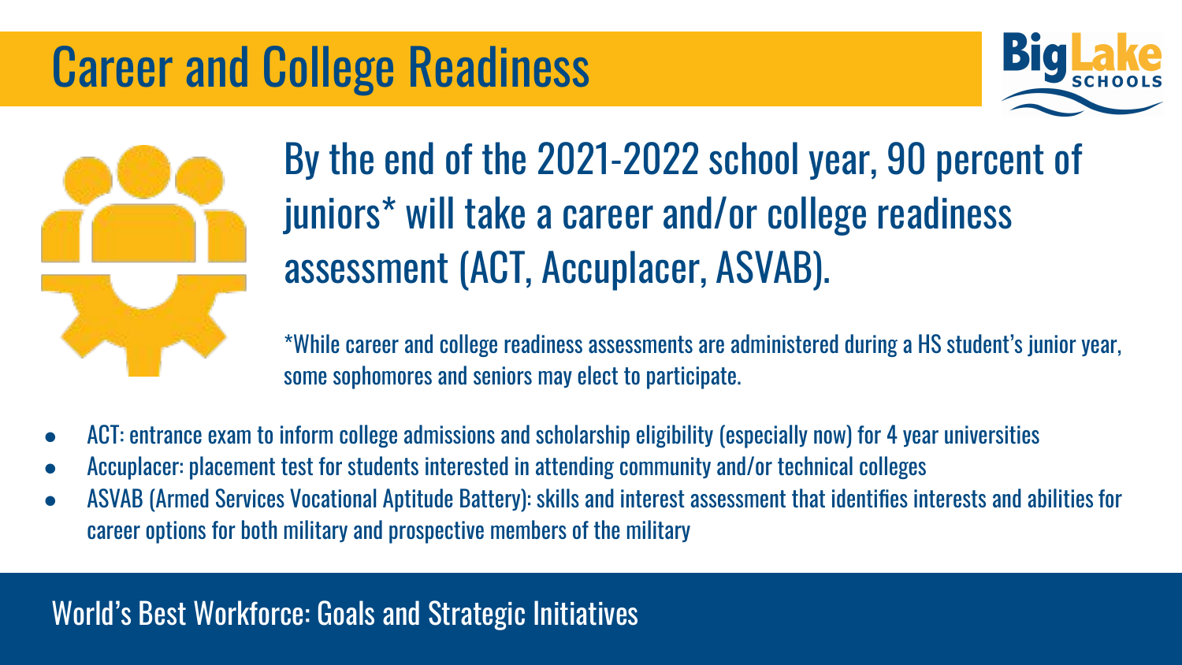# Career and College Readiness

By the end of the 2021-2022 school year, 90 percent of juniors* will take a career and/or college readiness assessment (ACT, Accuplacer, ASVAB).

*While career and college readiness assessments are administered during a HS student's junior year, some sophomores and seniors may elect to participate.

- ACT: entrance exam to inform college admissions and scholarship eligibility (especially now) for 4 year universities
- Accuplacer: placement test for students interested in attending community and/or technical colleges
- ASVAB (Armed Services Vocational Aptitude Battery): skills and interest assessment that identifies interests and abilities for career options for both military and prospective members of the military

World's Best Workforce: Goals and Strategic Initiatives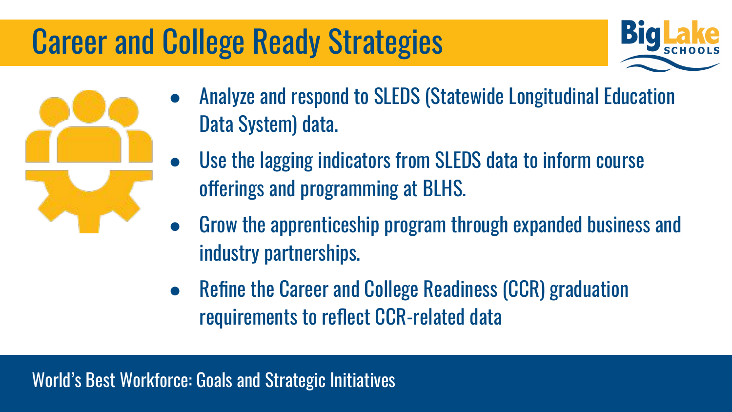# Career and College Ready Strategies

- Analyze and respond to SLEDS (Statewide Longitudinal Education Data System) data.
- Use the lagging indicators from SLEDS data to inform course offerings and programming at BLHS.
- Grow the apprenticeship program through expanded business and industry partnerships.
- Refine the Career and College Readiness (CCR) graduation requirements to reflect CCR-related data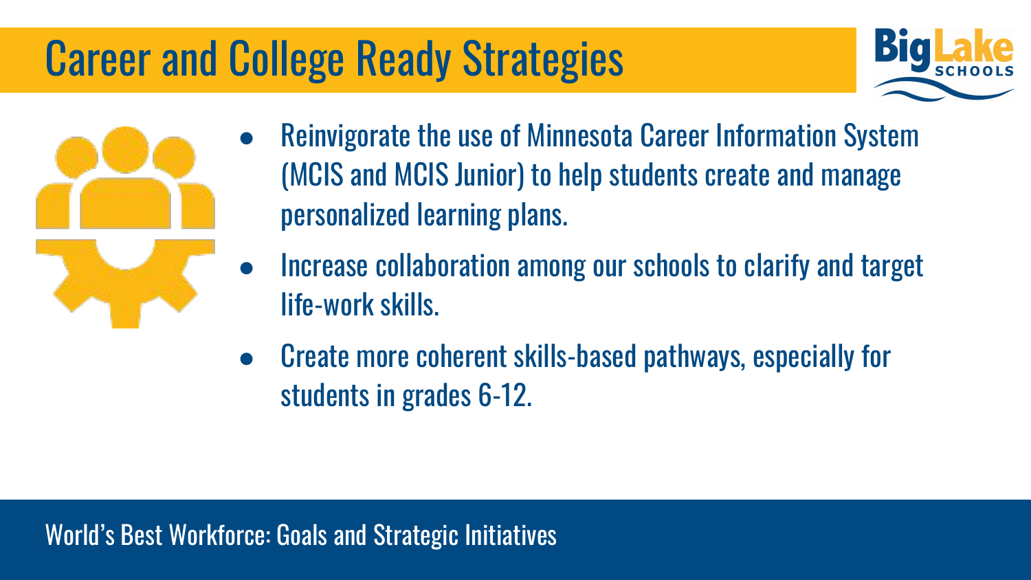# Career and College Ready Strategies

- Reinvigorate the use of Minnesota Career Information System (MCIS and MCIS Junior) to help students create and manage personalized learning plans.
- Increase collaboration among our schools to clarify and target life-work skills.
- Create more coherent skills-based pathways, especially for students in grades 6-12.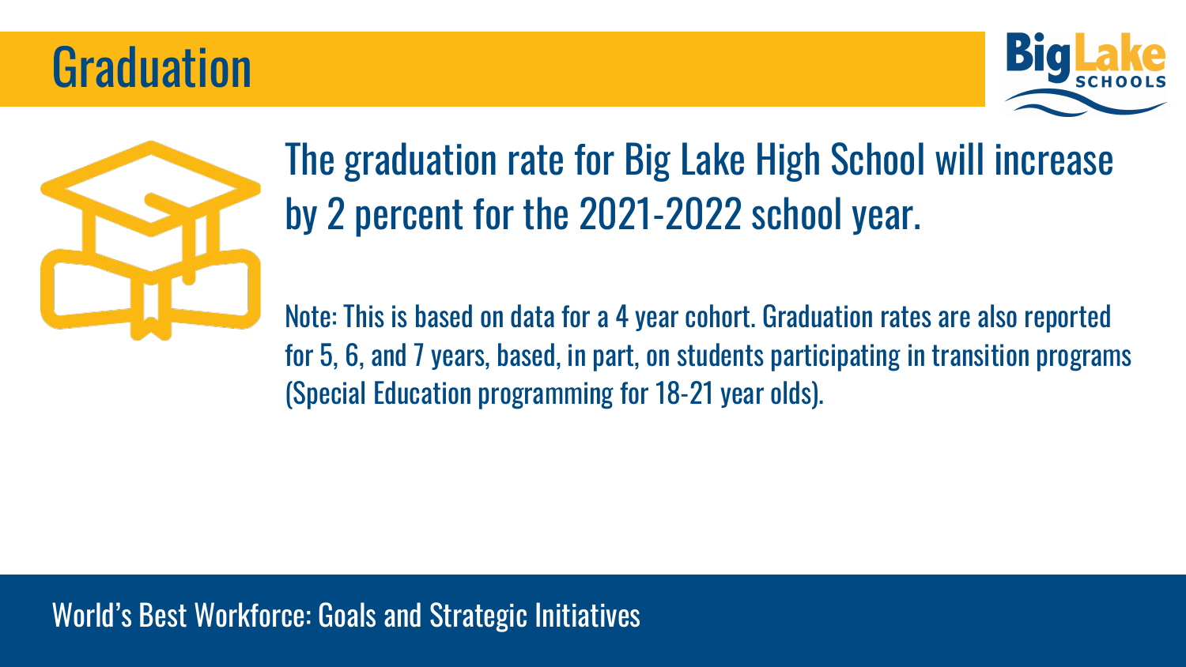# Graduation

The graduation rate for Big Lake High School will increase by 2 percent for the 2021-2022 school year.

Note: This is based on data for a 4 year cohort. Graduation rates are also reported for 5, 6, and 7 years, based, in part, on students participating in transition programs (Special Education programming for 18-21 year olds).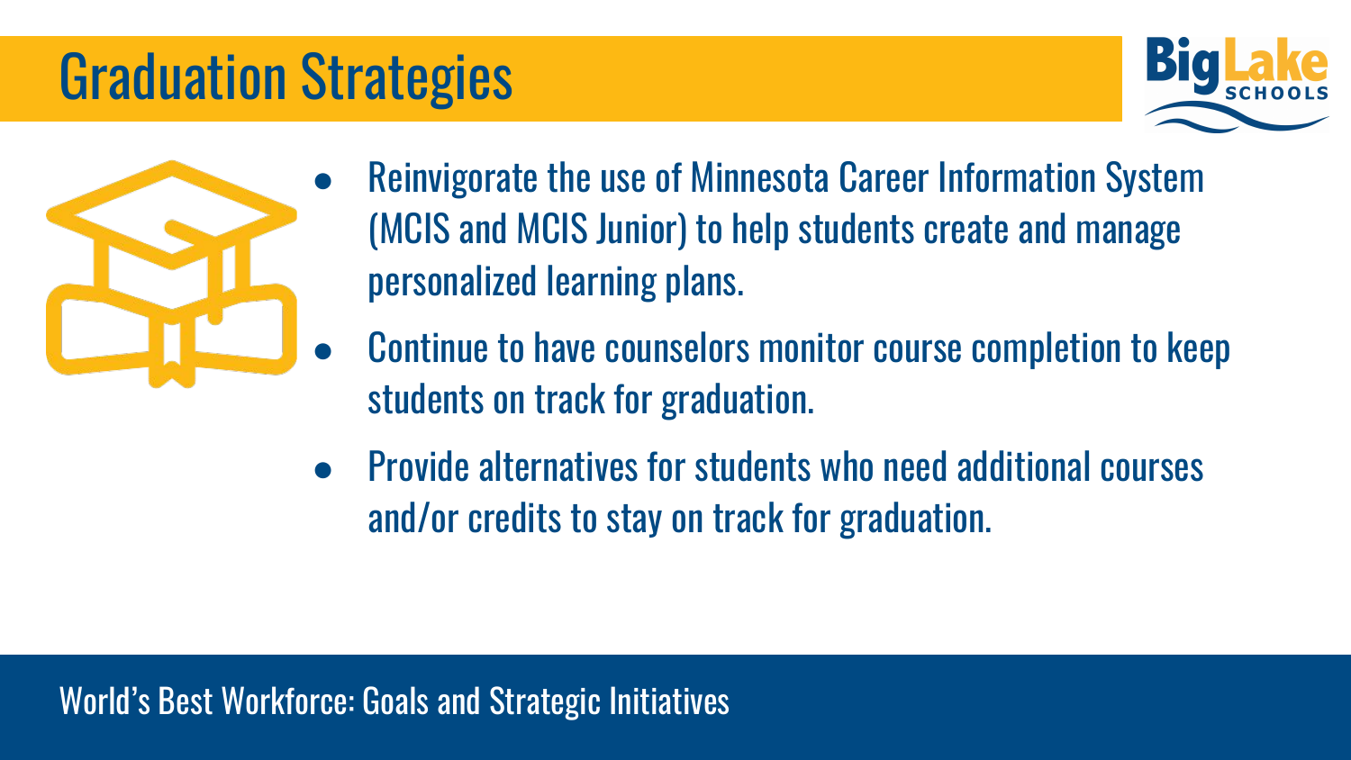# Graduation Strategies

- Reinvigorate the use of Minnesota Career Information System (MCIS and MCIS Junior) to help students create and manage personalized learning plans.
- Continue to have counselors monitor course completion to keep students on track for graduation.
- Provide alternatives for students who need additional courses and/or credits to stay on track for graduation.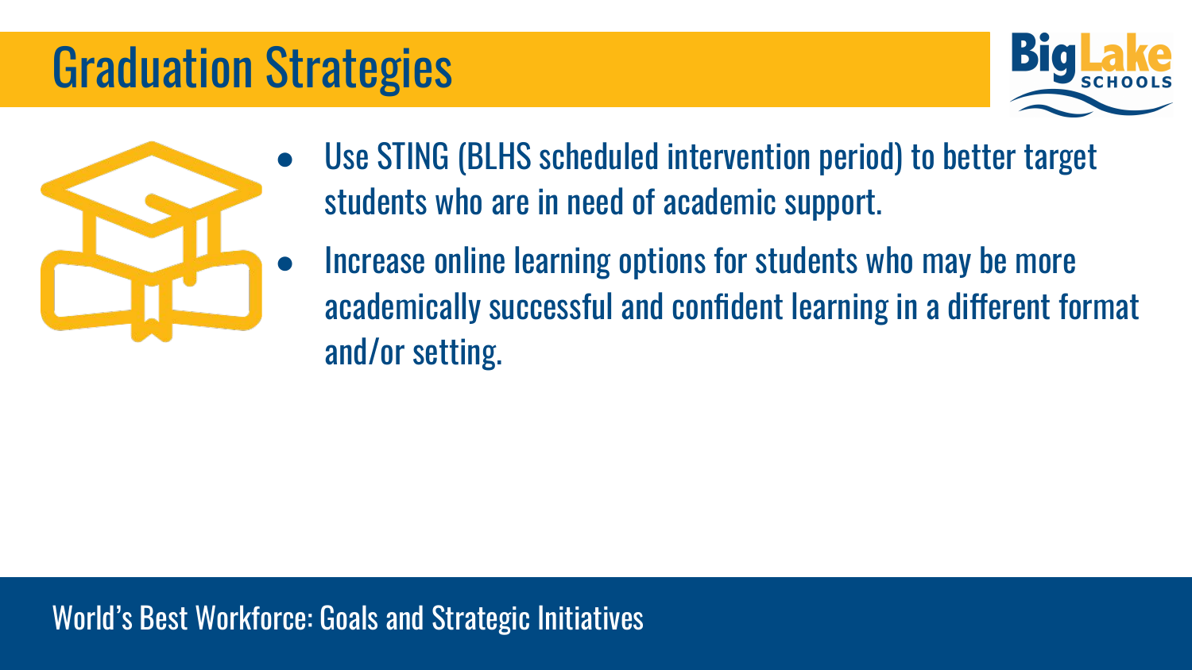# Graduation Strategies

- Use STING (BLHS scheduled intervention period) to better target students who are in need of academic support.
- Increase online learning options for students who may be more academically successful and confident learning in a different format and/or setting.